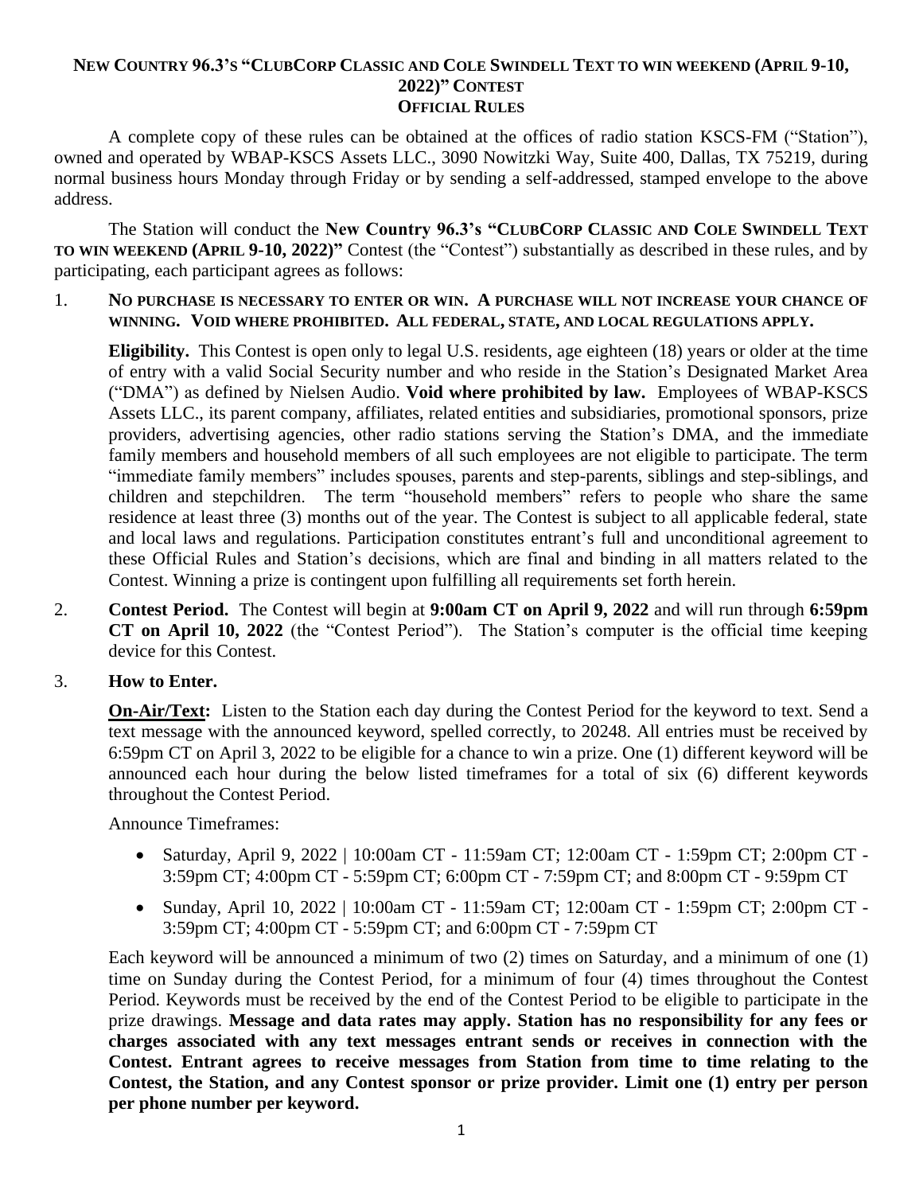# New Country 96.3's "ClubCorp Classic and Cole Swindell Text to win weekend (April 9-10, 2022)" Contest
## Official Rules

A complete copy of these rules can be obtained at the offices of radio station KSCS-FM ("Station"), owned and operated by WBAP-KSCS Assets LLC., 3090 Nowitzki Way, Suite 400, Dallas, TX 75219, during normal business hours Monday through Friday or by sending a self-addressed, stamped envelope to the above address.

The Station will conduct the **New Country 96.3's "ClubCorp Classic and Cole Swindell Text to win weekend (April 9-10, 2022)"** Contest (the "Contest") substantially as described in these rules, and by participating, each participant agrees as follows:

1. **No purchase is necessary to enter or win. A purchase will not increase your chance of winning. Void where prohibited. All federal, state, and local regulations apply.**

   **Eligibility.** This Contest is open only to legal U.S. residents, age eighteen (18) years or older at the time of entry with a valid Social Security number and who reside in the Station's Designated Market Area ("DMA") as defined by Nielsen Audio. **Void where prohibited by law.** Employees of WBAP-KSCS Assets LLC., its parent company, affiliates, related entities and subsidiaries, promotional sponsors, prize providers, advertising agencies, other radio stations serving the Station's DMA, and the immediate family members and household members of all such employees are not eligible to participate. The term "immediate family members" includes spouses, parents and step-parents, siblings and step-siblings, and children and stepchildren. The term "household members" refers to people who share the same residence at least three (3) months out of the year. The Contest is subject to all applicable federal, state and local laws and regulations. Participation constitutes entrant's full and unconditional agreement to these Official Rules and Station's decisions, which are final and binding in all matters related to the Contest. Winning a prize is contingent upon fulfilling all requirements set forth herein.

2. **Contest Period.** The Contest will begin at **9:00am CT on April 9, 2022** and will run through **6:59pm CT on April 10, 2022** (the "Contest Period"). The Station's computer is the official time keeping device for this Contest.

3. **How to Enter.**

   **On-Air/Text:** Listen to the Station each day during the Contest Period for the keyword to text. Send a text message with the announced keyword, spelled correctly, to 20248. All entries must be received by 6:59pm CT on April 3, 2022 to be eligible for a chance to win a prize. One (1) different keyword will be announced each hour during the below listed timeframes for a total of six (6) different keywords throughout the Contest Period.

   Announce Timeframes:

   - Saturday, April 9, 2022 | 10:00am CT - 11:59am CT; 12:00am CT - 1:59pm CT; 2:00pm CT - 3:59pm CT; 4:00pm CT - 5:59pm CT; 6:00pm CT - 7:59pm CT; and 8:00pm CT - 9:59pm CT
   - Sunday, April 10, 2022 | 10:00am CT - 11:59am CT; 12:00am CT - 1:59pm CT; 2:00pm CT - 3:59pm CT; 4:00pm CT - 5:59pm CT; and 6:00pm CT - 7:59pm CT

   Each keyword will be announced a minimum of two (2) times on Saturday, and a minimum of one (1) time on Sunday during the Contest Period, for a minimum of four (4) times throughout the Contest Period. Keywords must be received by the end of the Contest Period to be eligible to participate in the prize drawings. **Message and data rates may apply. Station has no responsibility for any fees or charges associated with any text messages entrant sends or receives in connection with the Contest. Entrant agrees to receive messages from Station from time to time relating to the Contest, the Station, and any Contest sponsor or prize provider. Limit one (1) entry per person per phone number per keyword.**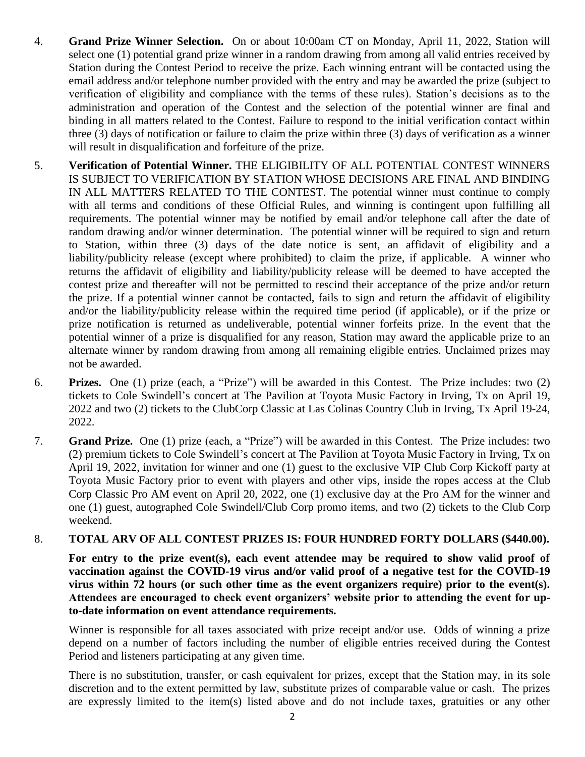4. **Grand Prize Winner Selection.** On or about 10:00am CT on Monday, April 11, 2022, Station will select one (1) potential grand prize winner in a random drawing from among all valid entries received by Station during the Contest Period to receive the prize. Each winning entrant will be contacted using the email address and/or telephone number provided with the entry and may be awarded the prize (subject to verification of eligibility and compliance with the terms of these rules). Station's decisions as to the administration and operation of the Contest and the selection of the potential winner are final and binding in all matters related to the Contest. Failure to respond to the initial verification contact within three (3) days of notification or failure to claim the prize within three (3) days of verification as a winner will result in disqualification and forfeiture of the prize.

5. **Verification of Potential Winner.** THE ELIGIBILITY OF ALL POTENTIAL CONTEST WINNERS IS SUBJECT TO VERIFICATION BY STATION WHOSE DECISIONS ARE FINAL AND BINDING IN ALL MATTERS RELATED TO THE CONTEST. The potential winner must continue to comply with all terms and conditions of these Official Rules, and winning is contingent upon fulfilling all requirements. The potential winner may be notified by email and/or telephone call after the date of random drawing and/or winner determination. The potential winner will be required to sign and return to Station, within three (3) days of the date notice is sent, an affidavit of eligibility and a liability/publicity release (except where prohibited) to claim the prize, if applicable. A winner who returns the affidavit of eligibility and liability/publicity release will be deemed to have accepted the contest prize and thereafter will not be permitted to rescind their acceptance of the prize and/or return the prize. If a potential winner cannot be contacted, fails to sign and return the affidavit of eligibility and/or the liability/publicity release within the required time period (if applicable), or if the prize or prize notification is returned as undeliverable, potential winner forfeits prize. In the event that the potential winner of a prize is disqualified for any reason, Station may award the applicable prize to an alternate winner by random drawing from among all remaining eligible entries. Unclaimed prizes may not be awarded.

6. **Prizes.** One (1) prize (each, a "Prize") will be awarded in this Contest. The Prize includes: two (2) tickets to Cole Swindell's concert at The Pavilion at Toyota Music Factory in Irving, Tx on April 19, 2022 and two (2) tickets to the ClubCorp Classic at Las Colinas Country Club in Irving, Tx April 19-24, 2022.

7. **Grand Prize.** One (1) prize (each, a "Prize") will be awarded in this Contest. The Prize includes: two (2) premium tickets to Cole Swindell's concert at The Pavilion at Toyota Music Factory in Irving, Tx on April 19, 2022, invitation for winner and one (1) guest to the exclusive VIP Club Corp Kickoff party at Toyota Music Factory prior to event with players and other vips, inside the ropes access at the Club Corp Classic Pro AM event on April 20, 2022, one (1) exclusive day at the Pro AM for the winner and one (1) guest, autographed Cole Swindell/Club Corp promo items, and two (2) tickets to the Club Corp weekend.

8. **TOTAL ARV OF ALL CONTEST PRIZES IS: FOUR HUNDRED FORTY DOLLARS ($440.00).**

   **For entry to the prize event(s), each event attendee may be required to show valid proof of vaccination against the COVID-19 virus and/or valid proof of a negative test for the COVID-19 virus within 72 hours (or such other time as the event organizers require) prior to the event(s). Attendees are encouraged to check event organizers' website prior to attending the event for up-to-date information on event attendance requirements.**

   Winner is responsible for all taxes associated with prize receipt and/or use. Odds of winning a prize depend on a number of factors including the number of eligible entries received during the Contest Period and listeners participating at any given time.

   There is no substitution, transfer, or cash equivalent for prizes, except that the Station may, in its sole discretion and to the extent permitted by law, substitute prizes of comparable value or cash. The prizes are expressly limited to the item(s) listed above and do not include taxes, gratuities or any other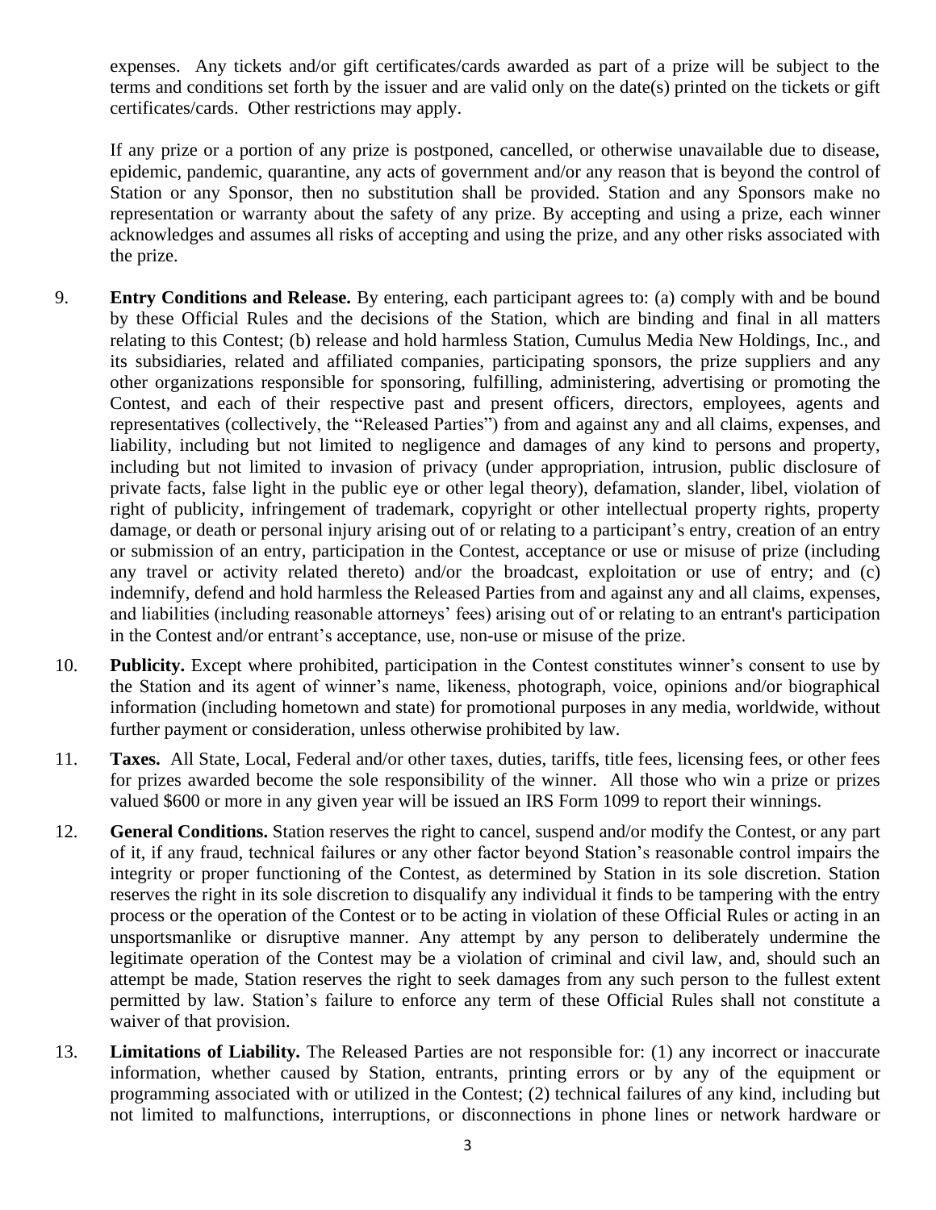expenses. Any tickets and/or gift certificates/cards awarded as part of a prize will be subject to the terms and conditions set forth by the issuer and are valid only on the date(s) printed on the tickets or gift certificates/cards. Other restrictions may apply.

If any prize or a portion of any prize is postponed, cancelled, or otherwise unavailable due to disease, epidemic, pandemic, quarantine, any acts of government and/or any reason that is beyond the control of Station or any Sponsor, then no substitution shall be provided. Station and any Sponsors make no representation or warranty about the safety of any prize. By accepting and using a prize, each winner acknowledges and assumes all risks of accepting and using the prize, and any other risks associated with the prize.

9. **Entry Conditions and Release.** By entering, each participant agrees to: (a) comply with and be bound by these Official Rules and the decisions of the Station, which are binding and final in all matters relating to this Contest; (b) release and hold harmless Station, Cumulus Media New Holdings, Inc., and its subsidiaries, related and affiliated companies, participating sponsors, the prize suppliers and any other organizations responsible for sponsoring, fulfilling, administering, advertising or promoting the Contest, and each of their respective past and present officers, directors, employees, agents and representatives (collectively, the "Released Parties") from and against any and all claims, expenses, and liability, including but not limited to negligence and damages of any kind to persons and property, including but not limited to invasion of privacy (under appropriation, intrusion, public disclosure of private facts, false light in the public eye or other legal theory), defamation, slander, libel, violation of right of publicity, infringement of trademark, copyright or other intellectual property rights, property damage, or death or personal injury arising out of or relating to a participant's entry, creation of an entry or submission of an entry, participation in the Contest, acceptance or use or misuse of prize (including any travel or activity related thereto) and/or the broadcast, exploitation or use of entry; and (c) indemnify, defend and hold harmless the Released Parties from and against any and all claims, expenses, and liabilities (including reasonable attorneys' fees) arising out of or relating to an entrant's participation in the Contest and/or entrant's acceptance, use, non-use or misuse of the prize.

10. **Publicity.** Except where prohibited, participation in the Contest constitutes winner's consent to use by the Station and its agent of winner's name, likeness, photograph, voice, opinions and/or biographical information (including hometown and state) for promotional purposes in any media, worldwide, without further payment or consideration, unless otherwise prohibited by law.

11. **Taxes.** All State, Local, Federal and/or other taxes, duties, tariffs, title fees, licensing fees, or other fees for prizes awarded become the sole responsibility of the winner. All those who win a prize or prizes valued $600 or more in any given year will be issued an IRS Form 1099 to report their winnings.

12. **General Conditions.** Station reserves the right to cancel, suspend and/or modify the Contest, or any part of it, if any fraud, technical failures or any other factor beyond Station's reasonable control impairs the integrity or proper functioning of the Contest, as determined by Station in its sole discretion. Station reserves the right in its sole discretion to disqualify any individual it finds to be tampering with the entry process or the operation of the Contest or to be acting in violation of these Official Rules or acting in an unsportsmanlike or disruptive manner. Any attempt by any person to deliberately undermine the legitimate operation of the Contest may be a violation of criminal and civil law, and, should such an attempt be made, Station reserves the right to seek damages from any such person to the fullest extent permitted by law. Station's failure to enforce any term of these Official Rules shall not constitute a waiver of that provision.

13. **Limitations of Liability.** The Released Parties are not responsible for: (1) any incorrect or inaccurate information, whether caused by Station, entrants, printing errors or by any of the equipment or programming associated with or utilized in the Contest; (2) technical failures of any kind, including but not limited to malfunctions, interruptions, or disconnections in phone lines or network hardware or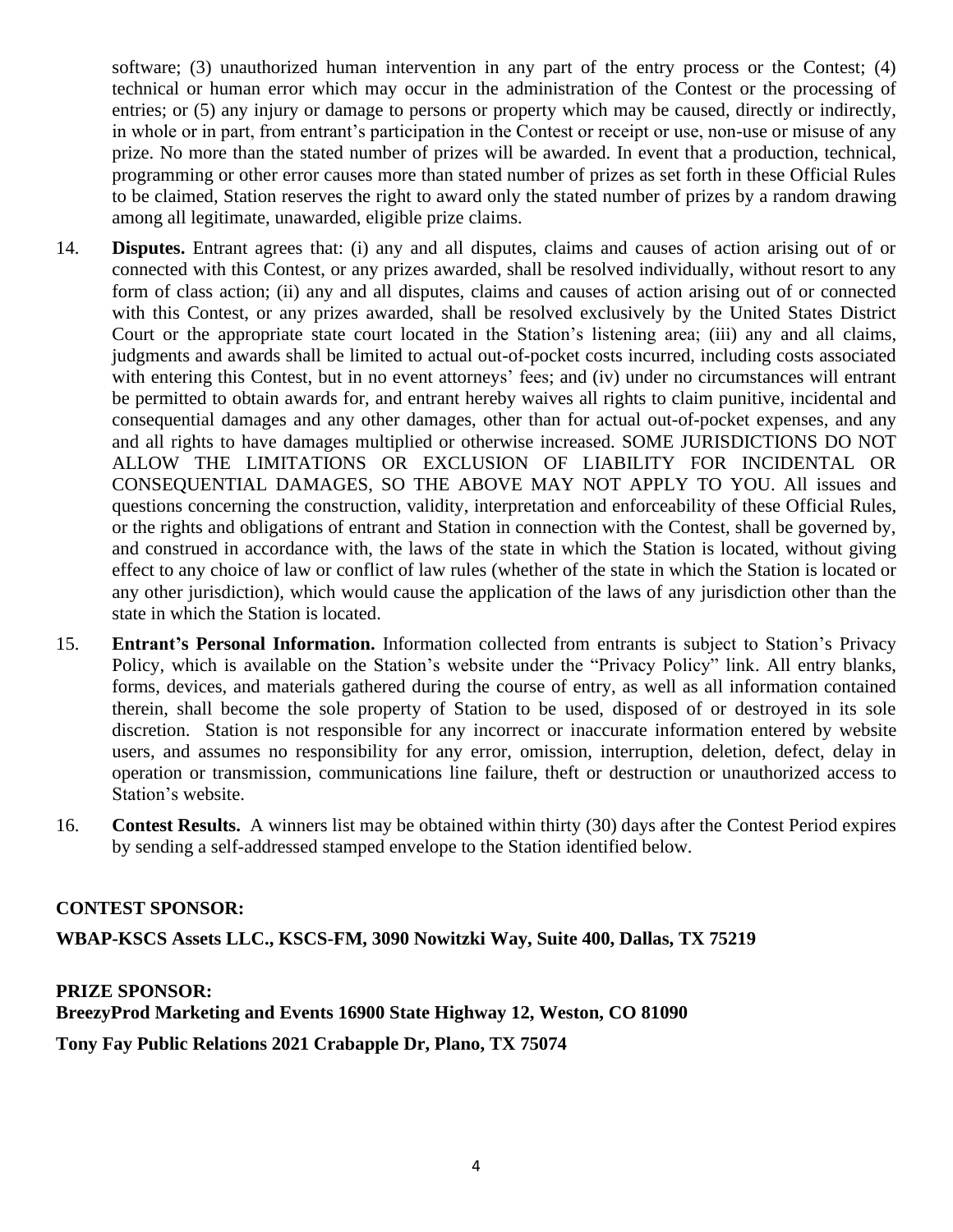software; (3) unauthorized human intervention in any part of the entry process or the Contest; (4) technical or human error which may occur in the administration of the Contest or the processing of entries; or (5) any injury or damage to persons or property which may be caused, directly or indirectly, in whole or in part, from entrant's participation in the Contest or receipt or use, non-use or misuse of any prize. No more than the stated number of prizes will be awarded. In event that a production, technical, programming or other error causes more than stated number of prizes as set forth in these Official Rules to be claimed, Station reserves the right to award only the stated number of prizes by a random drawing among all legitimate, unawarded, eligible prize claims.

14. **Disputes.** Entrant agrees that: (i) any and all disputes, claims and causes of action arising out of or connected with this Contest, or any prizes awarded, shall be resolved individually, without resort to any form of class action; (ii) any and all disputes, claims and causes of action arising out of or connected with this Contest, or any prizes awarded, shall be resolved exclusively by the United States District Court or the appropriate state court located in the Station's listening area; (iii) any and all claims, judgments and awards shall be limited to actual out-of-pocket costs incurred, including costs associated with entering this Contest, but in no event attorneys' fees; and (iv) under no circumstances will entrant be permitted to obtain awards for, and entrant hereby waives all rights to claim punitive, incidental and consequential damages and any other damages, other than for actual out-of-pocket expenses, and any and all rights to have damages multiplied or otherwise increased. SOME JURISDICTIONS DO NOT ALLOW THE LIMITATIONS OR EXCLUSION OF LIABILITY FOR INCIDENTAL OR CONSEQUENTIAL DAMAGES, SO THE ABOVE MAY NOT APPLY TO YOU. All issues and questions concerning the construction, validity, interpretation and enforceability of these Official Rules, or the rights and obligations of entrant and Station in connection with the Contest, shall be governed by, and construed in accordance with, the laws of the state in which the Station is located, without giving effect to any choice of law or conflict of law rules (whether of the state in which the Station is located or any other jurisdiction), which would cause the application of the laws of any jurisdiction other than the state in which the Station is located.

15. **Entrant's Personal Information.** Information collected from entrants is subject to Station's Privacy Policy, which is available on the Station's website under the "Privacy Policy" link. All entry blanks, forms, devices, and materials gathered during the course of entry, as well as all information contained therein, shall become the sole property of Station to be used, disposed of or destroyed in its sole discretion. Station is not responsible for any incorrect or inaccurate information entered by website users, and assumes no responsibility for any error, omission, interruption, deletion, defect, delay in operation or transmission, communications line failure, theft or destruction or unauthorized access to Station's website.

16. **Contest Results.** A winners list may be obtained within thirty (30) days after the Contest Period expires by sending a self-addressed stamped envelope to the Station identified below.

**CONTEST SPONSOR:**

**WBAP-KSCS Assets LLC., KSCS-FM, 3090 Nowitzki Way, Suite 400, Dallas, TX 75219**

**PRIZE SPONSOR:**

**BreezyProd Marketing and Events 16900 State Highway 12, Weston, CO 81090**

**Tony Fay Public Relations 2021 Crabapple Dr, Plano, TX 75074**